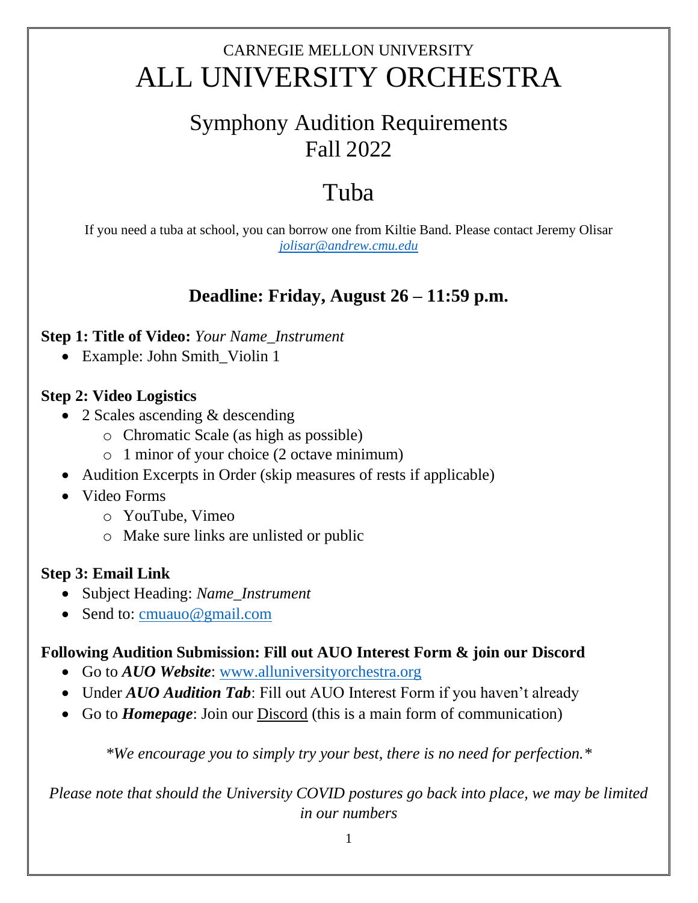CARNEGIE MELLON UNIVERSITY

# ALL UNIVERSITY ORCHESTRA

## Symphony Audition Requirements
## Fall 2022

# Tuba

If you need a tuba at school, you can borrow one from Kiltie Band. Please contact Jeremy Olisar *jolisar@andrew.cmu.edu*

### Deadline: Friday, August 26 – 11:59 p.m.

**Step 1: Title of Video:** *Your Name_Instrument*

- Example: John Smith_Violin 1

**Step 2: Video Logistics**

- 2 Scales ascending & descending
  - Chromatic Scale (as high as possible)
  - 1 minor of your choice (2 octave minimum)
- Audition Excerpts in Order (skip measures of rests if applicable)
- Video Forms
  - YouTube, Vimeo
  - Make sure links are unlisted or public

**Step 3: Email Link**

- Subject Heading: *Name_Instrument*
- Send to: cmuauo@gmail.com

**Following Audition Submission: Fill out AUO Interest Form & join our Discord**

- Go to ***AUO Website***: www.alluniversityorchestra.org
- Under ***AUO Audition Tab***: Fill out AUO Interest Form if you haven't already
- Go to ***Homepage***: Join our Discord (this is a main form of communication)

*\*We encourage you to simply try your best, there is no need for perfection.\**

*Please note that should the University COVID postures go back into place, we may be limited in our numbers*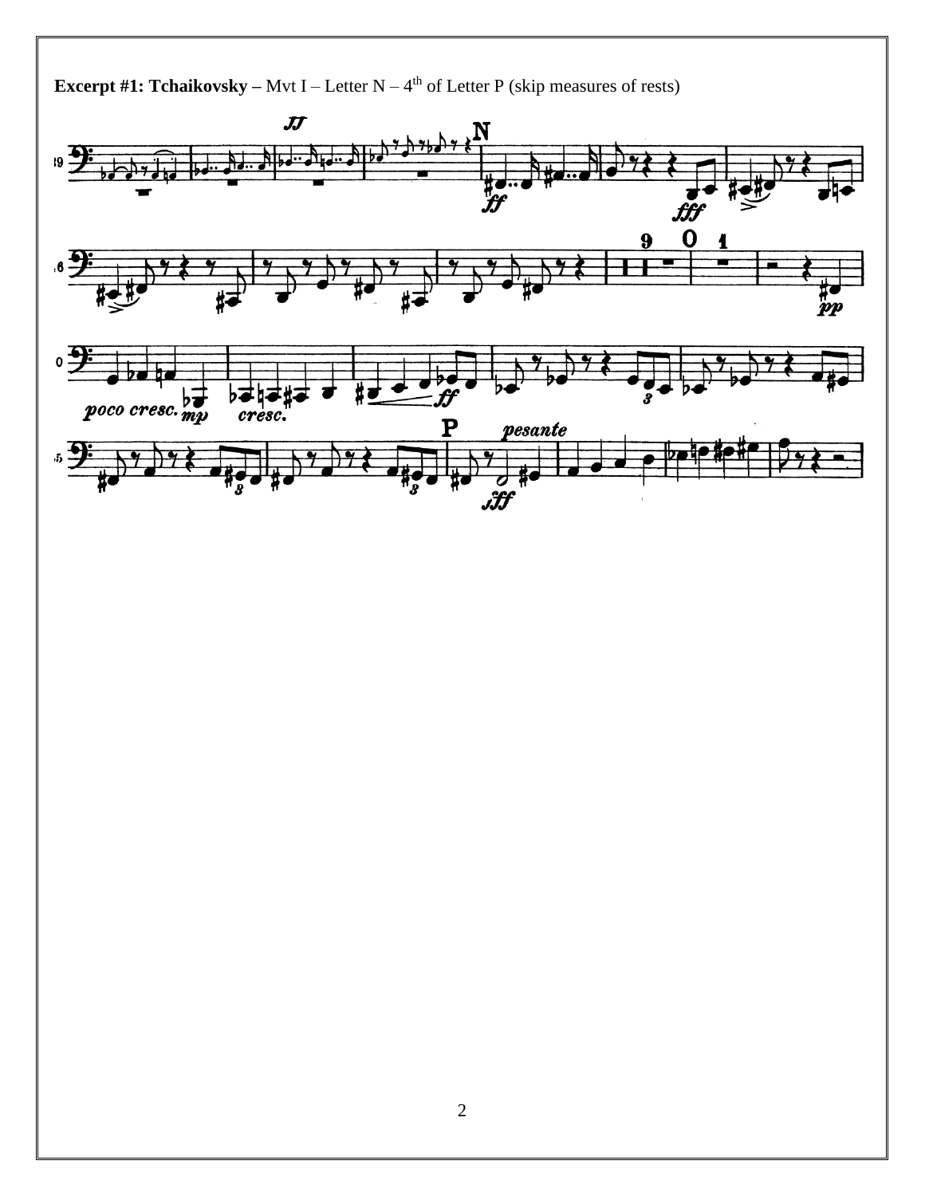**Excerpt #1: Tchaikovsky –** Mvt I – Letter N – 4th of Letter P (skip measures of rests)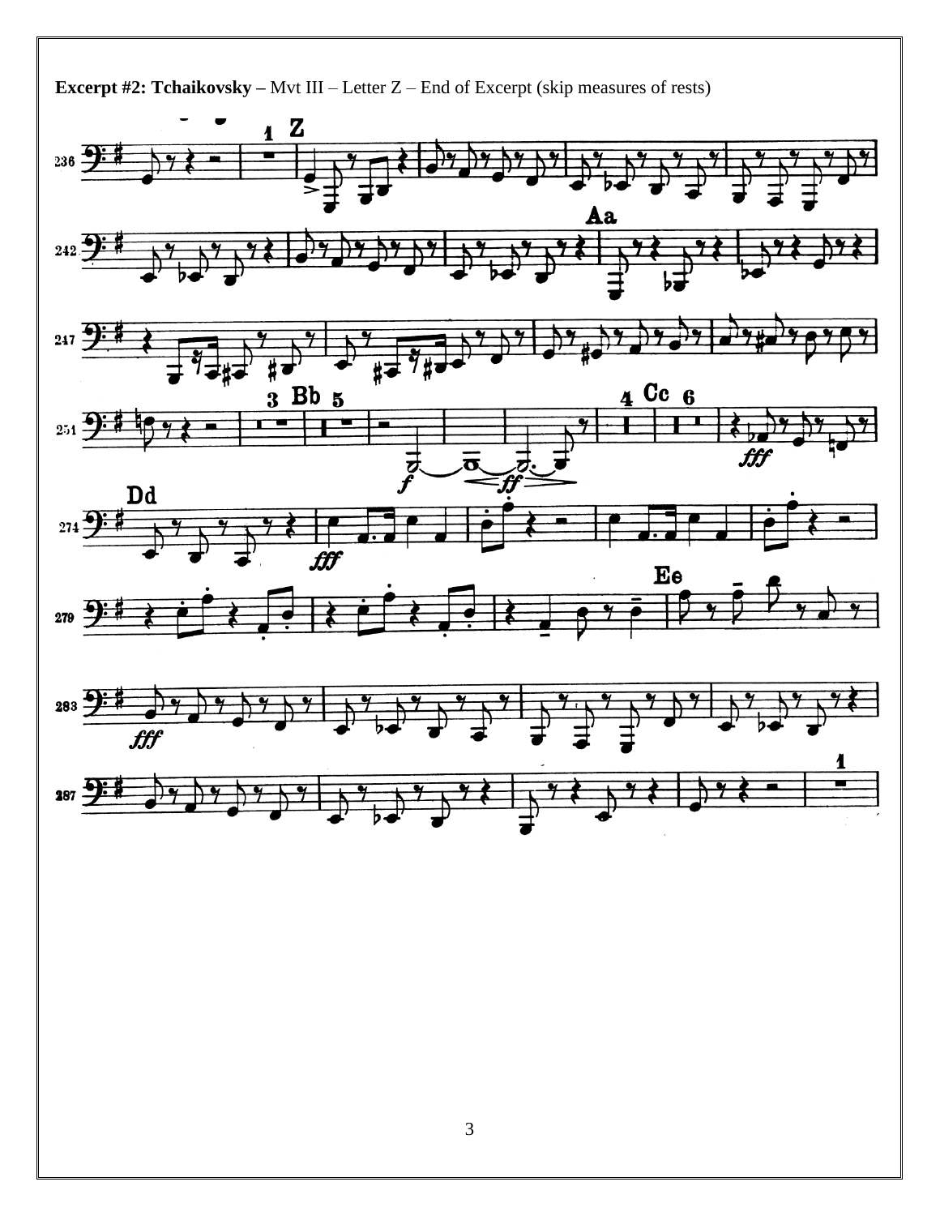**Excerpt #2: Tchaikovsky –** Mvt III – Letter Z – End of Excerpt (skip measures of rests)